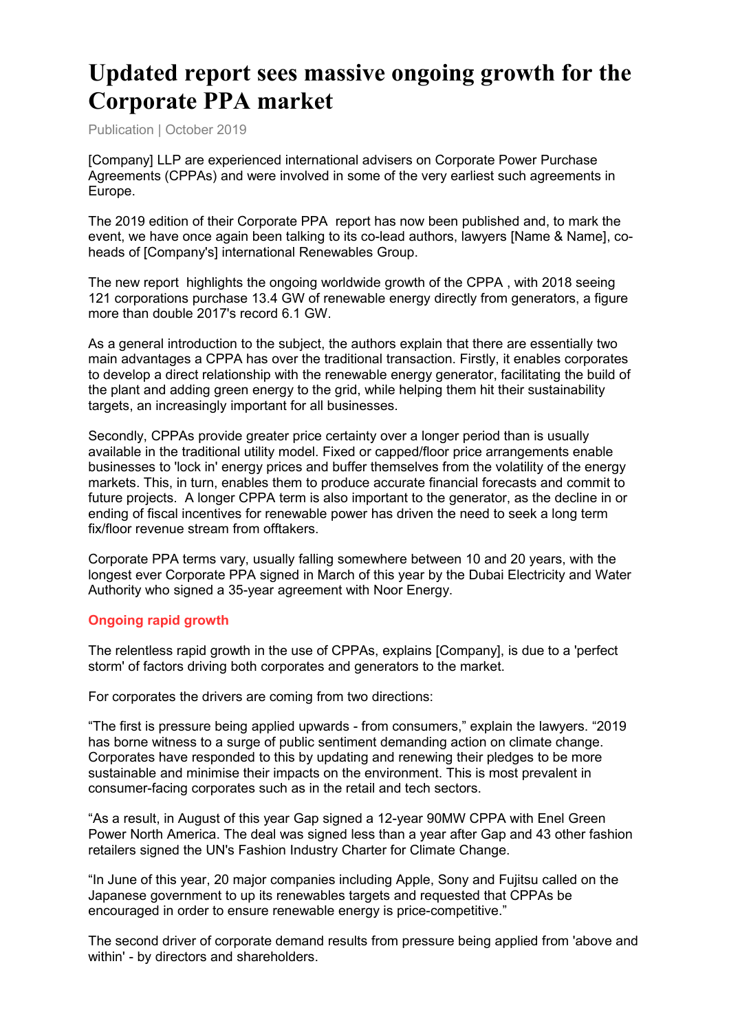# Updated report sees massive ongoing growth for the Corporate PPA market

Publication | October 2019

[Company] LLP are experienced international advisers on Corporate Power Purchase Agreements (CPPAs) and were involved in some of the very earliest such agreements in Europe.

The 2019 edition of their Corporate PPA report has now been published and, to mark the event, we have once again been talking to its co-lead authors, lawyers [Name & Name], co-heads of [Company's] international Renewables Group.

The new report highlights the ongoing worldwide growth of the CPPA , with 2018 seeing 121 corporations purchase 13.4 GW of renewable energy directly from generators, a figure more than double 2017's record 6.1 GW.

As a general introduction to the subject, the authors explain that there are essentially two main advantages a CPPA has over the traditional transaction. Firstly, it enables corporates to develop a direct relationship with the renewable energy generator, facilitating the build of the plant and adding green energy to the grid, while helping them hit their sustainability targets, an increasingly important for all businesses.

Secondly, CPPAs provide greater price certainty over a longer period than is usually available in the traditional utility model. Fixed or capped/floor price arrangements enable businesses to 'lock in' energy prices and buffer themselves from the volatility of the energy markets. This, in turn, enables them to produce accurate financial forecasts and commit to future projects. A longer CPPA term is also important to the generator, as the decline in or ending of fiscal incentives for renewable power has driven the need to seek a long term fix/floor revenue stream from offtakers.

Corporate PPA terms vary, usually falling somewhere between 10 and 20 years, with the longest ever Corporate PPA signed in March of this year by the Dubai Electricity and Water Authority who signed a 35-year agreement with Noor Energy.

### Ongoing rapid growth

The relentless rapid growth in the use of CPPAs, explains [Company], is due to a 'perfect storm' of factors driving both corporates and generators to the market.

For corporates the drivers are coming from two directions:

"The first is pressure being applied upwards - from consumers," explain the lawyers. "2019 has borne witness to a surge of public sentiment demanding action on climate change. Corporates have responded to this by updating and renewing their pledges to be more sustainable and minimise their impacts on the environment. This is most prevalent in consumer-facing corporates such as in the retail and tech sectors.

"As a result, in August of this year Gap signed a 12-year 90MW CPPA with Enel Green Power North America. The deal was signed less than a year after Gap and 43 other fashion retailers signed the UN's Fashion Industry Charter for Climate Change.

"In June of this year, 20 major companies including Apple, Sony and Fujitsu called on the Japanese government to up its renewables targets and requested that CPPAs be encouraged in order to ensure renewable energy is price-competitive."

The second driver of corporate demand results from pressure being applied from 'above and within' - by directors and shareholders.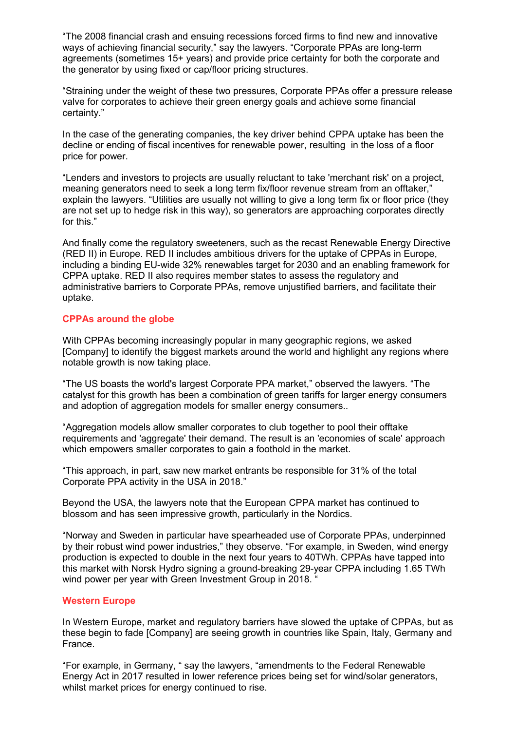“The 2008 financial crash and ensuing recessions forced firms to find new and innovative ways of achieving financial security,” say the lawyers. “Corporate PPAs are long-term agreements (sometimes 15+ years) and provide price certainty for both the corporate and the generator by using fixed or cap/floor pricing structures.

“Straining under the weight of these two pressures, Corporate PPAs offer a pressure release valve for corporates to achieve their green energy goals and achieve some financial certainty.”

In the case of the generating companies, the key driver behind CPPA uptake has been the decline or ending of fiscal incentives for renewable power, resulting in the loss of a floor price for power.

“Lenders and investors to projects are usually reluctant to take 'merchant risk' on a project, meaning generators need to seek a long term fix/floor revenue stream from an offtaker,” explain the lawyers. “Utilities are usually not willing to give a long term fix or floor price (they are not set up to hedge risk in this way), so generators are approaching corporates directly for this.”

And finally come the regulatory sweeteners, such as the recast Renewable Energy Directive (RED II) in Europe. RED II includes ambitious drivers for the uptake of CPPAs in Europe, including a binding EU-wide 32% renewables target for 2030 and an enabling framework for CPPA uptake. RED II also requires member states to assess the regulatory and administrative barriers to Corporate PPAs, remove unjustified barriers, and facilitate their uptake.

## CPPAs around the globe

With CPPAs becoming increasingly popular in many geographic regions, we asked [Company] to identify the biggest markets around the world and highlight any regions where notable growth is now taking place.

“The US boasts the world's largest Corporate PPA market,” observed the lawyers. “The catalyst for this growth has been a combination of green tariffs for larger energy consumers and adoption of aggregation models for smaller energy consumers..

“Aggregation models allow smaller corporates to club together to pool their offtake requirements and 'aggregate' their demand. The result is an 'economies of scale' approach which empowers smaller corporates to gain a foothold in the market.

“This approach, in part, saw new market entrants be responsible for 31% of the total Corporate PPA activity in the USA in 2018.”

Beyond the USA, the lawyers note that the European CPPA market has continued to blossom and has seen impressive growth, particularly in the Nordics.

“Norway and Sweden in particular have spearheaded use of Corporate PPAs, underpinned by their robust wind power industries,” they observe. “For example, in Sweden, wind energy production is expected to double in the next four years to 40TWh. CPPAs have tapped into this market with Norsk Hydro signing a ground-breaking 29-year CPPA including 1.65 TWh wind power per year with Green Investment Group in 2018. “

## Western Europe

In Western Europe, market and regulatory barriers have slowed the uptake of CPPAs, but as these begin to fade [Company] are seeing growth in countries like Spain, Italy, Germany and France.

“For example, in Germany, “ say the lawyers, “amendments to the Federal Renewable Energy Act in 2017 resulted in lower reference prices being set for wind/solar generators, whilst market prices for energy continued to rise.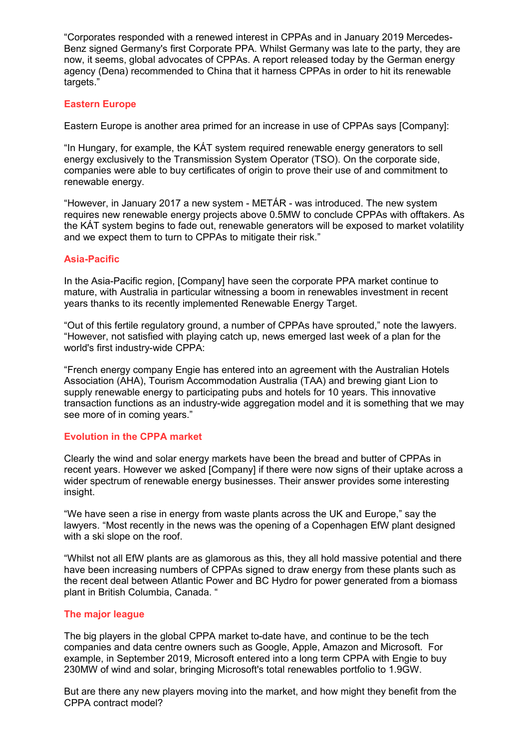"Corporates responded with a renewed interest in CPPAs and in January 2019 Mercedes-Benz signed Germany's first Corporate PPA. Whilst Germany was late to the party, they are now, it seems, global advocates of CPPAs. A report released today by the German energy agency (Dena) recommended to China that it harness CPPAs in order to hit its renewable targets."

## Eastern Europe

Eastern Europe is another area primed for an increase in use of CPPAs says [Company]:

"In Hungary, for example, the KÁT system required renewable energy generators to sell energy exclusively to the Transmission System Operator (TSO). On the corporate side, companies were able to buy certificates of origin to prove their use of and commitment to renewable energy.

"However, in January 2017 a new system - METÁR - was introduced. The new system requires new renewable energy projects above 0.5MW to conclude CPPAs with offtakers. As the KÁT system begins to fade out, renewable generators will be exposed to market volatility and we expect them to turn to CPPAs to mitigate their risk."

## Asia-Pacific

In the Asia-Pacific region, [Company] have seen the corporate PPA market continue to mature, with Australia in particular witnessing a boom in renewables investment in recent years thanks to its recently implemented Renewable Energy Target.

"Out of this fertile regulatory ground, a number of CPPAs have sprouted," note the lawyers. "However, not satisfied with playing catch up, news emerged last week of a plan for the world's first industry-wide CPPA:

"French energy company Engie has entered into an agreement with the Australian Hotels Association (AHA), Tourism Accommodation Australia (TAA) and brewing giant Lion to supply renewable energy to participating pubs and hotels for 10 years. This innovative transaction functions as an industry-wide aggregation model and it is something that we may see more of in coming years."

## Evolution in the CPPA market

Clearly the wind and solar energy markets have been the bread and butter of CPPAs in recent years. However we asked [Company] if there were now signs of their uptake across a wider spectrum of renewable energy businesses. Their answer provides some interesting insight.

"We have seen a rise in energy from waste plants across the UK and Europe," say the lawyers. "Most recently in the news was the opening of a Copenhagen EfW plant designed with a ski slope on the roof.

"Whilst not all EfW plants are as glamorous as this, they all hold massive potential and there have been increasing numbers of CPPAs signed to draw energy from these plants such as the recent deal between Atlantic Power and BC Hydro for power generated from a biomass plant in British Columbia, Canada. "

## The major league

The big players in the global CPPA market to-date have, and continue to be the tech companies and data centre owners such as Google, Apple, Amazon and Microsoft. For example, in September 2019, Microsoft entered into a long term CPPA with Engie to buy 230MW of wind and solar, bringing Microsoft's total renewables portfolio to 1.9GW.

But are there any new players moving into the market, and how might they benefit from the CPPA contract model?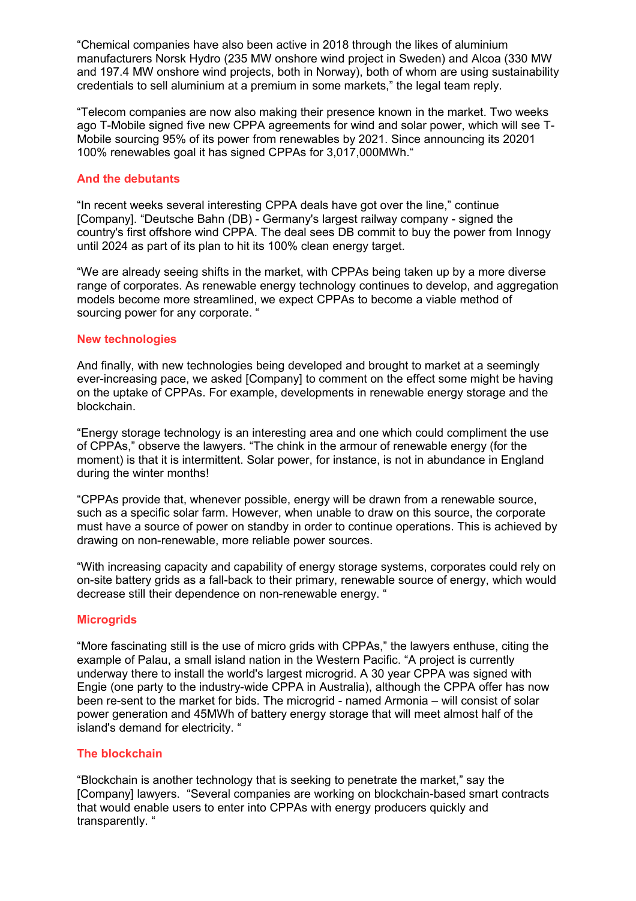"Chemical companies have also been active in 2018 through the likes of aluminium manufacturers Norsk Hydro (235 MW onshore wind project in Sweden) and Alcoa (330 MW and 197.4 MW onshore wind projects, both in Norway), both of whom are using sustainability credentials to sell aluminium at a premium in some markets," the legal team reply.

"Telecom companies are now also making their presence known in the market. Two weeks ago T-Mobile signed five new CPPA agreements for wind and solar power, which will see T-Mobile sourcing 95% of its power from renewables by 2021. Since announcing its 20201 100% renewables goal it has signed CPPAs for 3,017,000MWh."

### And the debutants

"In recent weeks several interesting CPPA deals have got over the line," continue [Company]. "Deutsche Bahn (DB) - Germany's largest railway company - signed the country's first offshore wind CPPA. The deal sees DB commit to buy the power from Innogy until 2024 as part of its plan to hit its 100% clean energy target.

"We are already seeing shifts in the market, with CPPAs being taken up by a more diverse range of corporates. As renewable energy technology continues to develop, and aggregation models become more streamlined, we expect CPPAs to become a viable method of sourcing power for any corporate. "

### New technologies

And finally, with new technologies being developed and brought to market at a seemingly ever-increasing pace, we asked [Company] to comment on the effect some might be having on the uptake of CPPAs. For example, developments in renewable energy storage and the blockchain.

"Energy storage technology is an interesting area and one which could compliment the use of CPPAs," observe the lawyers. "The chink in the armour of renewable energy (for the moment) is that it is intermittent. Solar power, for instance, is not in abundance in England during the winter months!

"CPPAs provide that, whenever possible, energy will be drawn from a renewable source, such as a specific solar farm. However, when unable to draw on this source, the corporate must have a source of power on standby in order to continue operations. This is achieved by drawing on non-renewable, more reliable power sources.

"With increasing capacity and capability of energy storage systems, corporates could rely on on-site battery grids as a fall-back to their primary, renewable source of energy, which would decrease still their dependence on non-renewable energy. "

### Microgrids

"More fascinating still is the use of micro grids with CPPAs," the lawyers enthuse, citing the example of Palau, a small island nation in the Western Pacific. "A project is currently underway there to install the world's largest microgrid. A 30 year CPPA was signed with Engie (one party to the industry-wide CPPA in Australia), although the CPPA offer has now been re-sent to the market for bids. The microgrid - named Armonia – will consist of solar power generation and 45MWh of battery energy storage that will meet almost half of the island's demand for electricity. "

### The blockchain

"Blockchain is another technology that is seeking to penetrate the market," say the [Company] lawyers. "Several companies are working on blockchain-based smart contracts that would enable users to enter into CPPAs with energy producers quickly and transparently. "